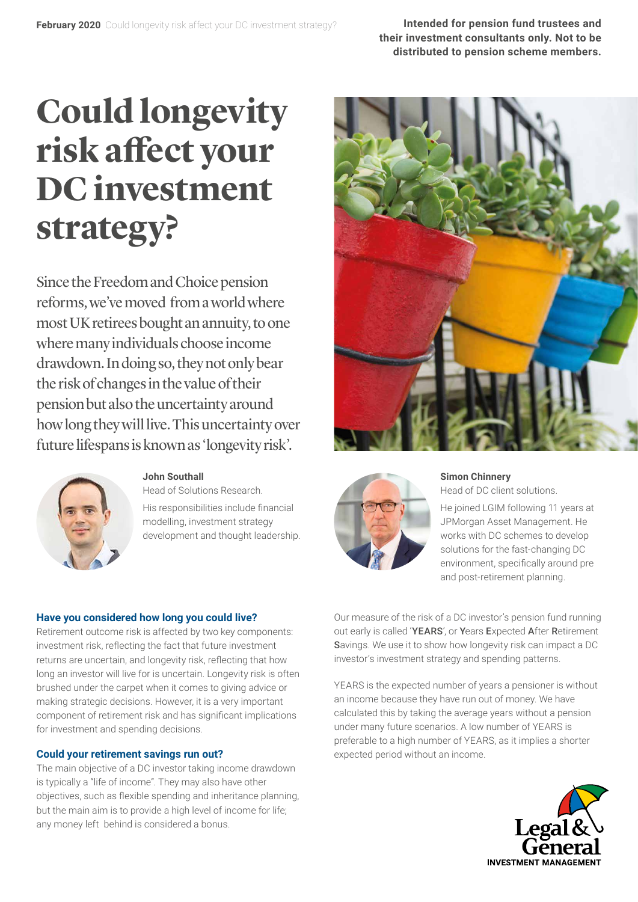Intended for pension fund trustees and their investment consultants only. Not to be distributed to pension scheme members.

# Could longevity risk affect your DC investment strategy?

Since the Freedom and Choice pension reforms, we've moved from a world where most UK retirees bought an annuity, to one where many individuals choose income drawdown. In doing so, they not only bear the risk of changes in the value of their pension but also the uncertainty around how long they will live. This uncertainty over future lifespans is known as 'longevity risk'.

**John Southall**
Head of Solutions Research.
His responsibilities include financial modelling, investment strategy development and thought leadership.

**Simon Chinnery**
Head of DC client solutions.
He joined LGIM following 11 years at JPMorgan Asset Management. He works with DC schemes to develop solutions for the fast-changing DC environment, specifically around pre and post-retirement planning.

### Have you considered how long you could live?

Retirement outcome risk is affected by two key components: investment risk, reflecting the fact that future investment returns are uncertain, and longevity risk, reflecting that how long an investor will live for is uncertain. Longevity risk is often brushed under the carpet when it comes to giving advice or making strategic decisions. However, it is a very important component of retirement risk and has significant implications for investment and spending decisions.

### Could your retirement savings run out?

The main objective of a DC investor taking income drawdown is typically a "life of income". They may also have other objectives, such as flexible spending and inheritance planning, but the main aim is to provide a high level of income for life; any money left behind is considered a bonus.

Our measure of the risk of a DC investor's pension fund running out early is called '**YEARS**', or **Y**ears **E**xpected **A**fter **R**etirement **S**avings. We use it to show how longevity risk can impact a DC investor's investment strategy and spending patterns.

YEARS is the expected number of years a pensioner is without an income because they have run out of money. We have calculated this by taking the average years without a pension under many future scenarios. A low number of YEARS is preferable to a high number of YEARS, as it implies a shorter expected period without an income.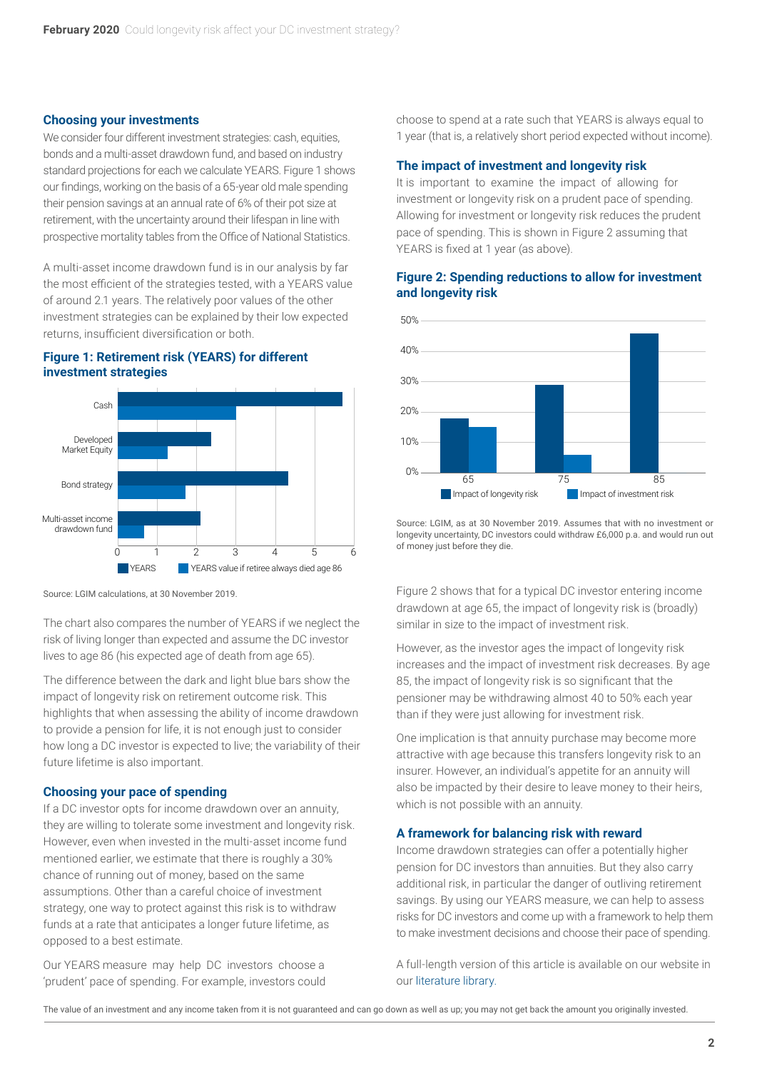## Choosing your investments

We consider four different investment strategies: cash, equities, bonds and a multi-asset drawdown fund, and based on industry standard projections for each we calculate YEARS. Figure 1 shows our findings, working on the basis of a 65-year old male spending their pension savings at an annual rate of 6% of their pot size at retirement, with the uncertainty around their lifespan in line with prospective mortality tables from the Office of National Statistics.

A multi-asset income drawdown fund is in our analysis by far the most efficient of the strategies tested, with a YEARS value of around 2.1 years. The relatively poor values of the other investment strategies can be explained by their low expected returns, insufficient diversification or both.

### Figure 1: Retirement risk (YEARS) for different investment strategies

Source: LGIM calculations, at 30 November 2019.

The chart also compares the number of YEARS if we neglect the risk of living longer than expected and assume the DC investor lives to age 86 (his expected age of death from age 65).

The difference between the dark and light blue bars show the impact of longevity risk on retirement outcome risk. This highlights that when assessing the ability of income drawdown to provide a pension for life, it is not enough just to consider how long a DC investor is expected to live; the variability of their future lifetime is also important.

## Choosing your pace of spending

If a DC investor opts for income drawdown over an annuity, they are willing to tolerate some investment and longevity risk. However, even when invested in the multi-asset income fund mentioned earlier, we estimate that there is roughly a 30% chance of running out of money, based on the same assumptions. Other than a careful choice of investment strategy, one way to protect against this risk is to withdraw funds at a rate that anticipates a longer future lifetime, as opposed to a best estimate.

Our YEARS measure may help DC investors choose a 'prudent' pace of spending. For example, investors could choose to spend at a rate such that YEARS is always equal to 1 year (that is, a relatively short period expected without income).

## The impact of investment and longevity risk

It is important to examine the impact of allowing for investment or longevity risk on a prudent pace of spending. Allowing for investment or longevity risk reduces the prudent pace of spending. This is shown in Figure 2 assuming that YEARS is fixed at 1 year (as above).

### Figure 2: Spending reductions to allow for investment and longevity risk

Source: LGIM, as at 30 November 2019. Assumes that with no investment or longevity uncertainty, DC investors could withdraw £6,000 p.a. and would run out of money just before they die.

Figure 2 shows that for a typical DC investor entering income drawdown at age 65, the impact of longevity risk is (broadly) similar in size to the impact of investment risk.

However, as the investor ages the impact of longevity risk increases and the impact of investment risk decreases. By age 85, the impact of longevity risk is so significant that the pensioner may be withdrawing almost 40 to 50% each year than if they were just allowing for investment risk.

One implication is that annuity purchase may become more attractive with age because this transfers longevity risk to an insurer. However, an individual's appetite for an annuity will also be impacted by their desire to leave money to their heirs, which is not possible with an annuity.

## A framework for balancing risk with reward

Income drawdown strategies can offer a potentially higher pension for DC investors than annuities. But they also carry additional risk, in particular the danger of outliving retirement savings. By using our YEARS measure, we can help to assess risks for DC investors and come up with a framework to help them to make investment decisions and choose their pace of spending.

A full-length version of this article is available on our website in our literature library.

The value of an investment and any income taken from it is not guaranteed and can go down as well as up; you may not get back the amount you originally invested.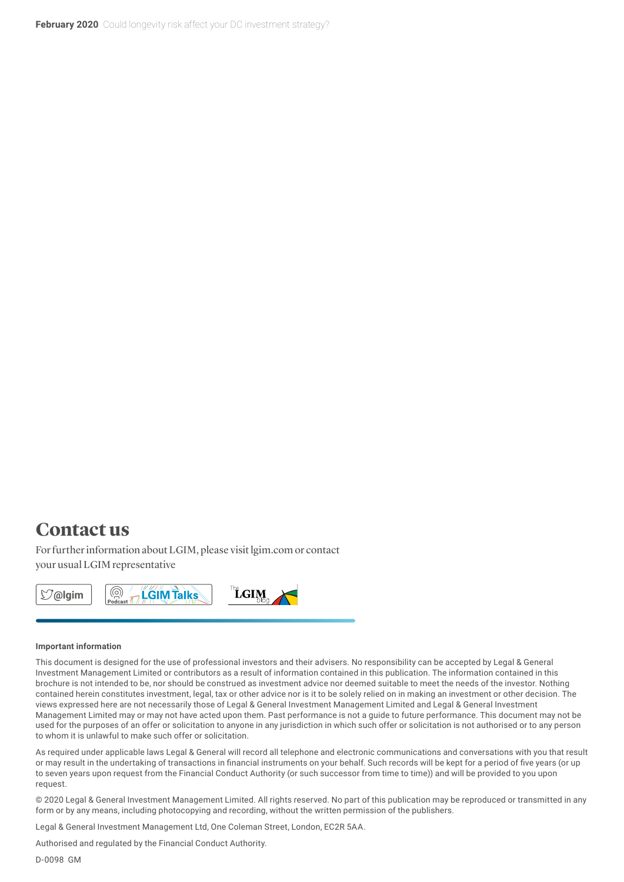# Contact us

For further information about LGIM, please visit lgim.com or contact your usual LGIM representative

@lgim

Podcast LGIM Talks

The LGIM blog

**Important information**

This document is designed for the use of professional investors and their advisers. No responsibility can be accepted by Legal & General Investment Management Limited or contributors as a result of information contained in this publication. The information contained in this brochure is not intended to be, nor should be construed as investment advice nor deemed suitable to meet the needs of the investor. Nothing contained herein constitutes investment, legal, tax or other advice nor is it to be solely relied on in making an investment or other decision. The views expressed here are not necessarily those of Legal & General Investment Management Limited and Legal & General Investment Management Limited may or may not have acted upon them. Past performance is not a guide to future performance. This document may not be used for the purposes of an offer or solicitation to anyone in any jurisdiction in which such offer or solicitation is not authorised or to any person to whom it is unlawful to make such offer or solicitation.

As required under applicable laws Legal & General will record all telephone and electronic communications and conversations with you that result or may result in the undertaking of transactions in financial instruments on your behalf. Such records will be kept for a period of five years (or up to seven years upon request from the Financial Conduct Authority (or such successor from time to time)) and will be provided to you upon request.

© 2020 Legal & General Investment Management Limited. All rights reserved. No part of this publication may be reproduced or transmitted in any form or by any means, including photocopying and recording, without the written permission of the publishers.

Legal & General Investment Management Ltd, One Coleman Street, London, EC2R 5AA.

Authorised and regulated by the Financial Conduct Authority.

D-0098 GM